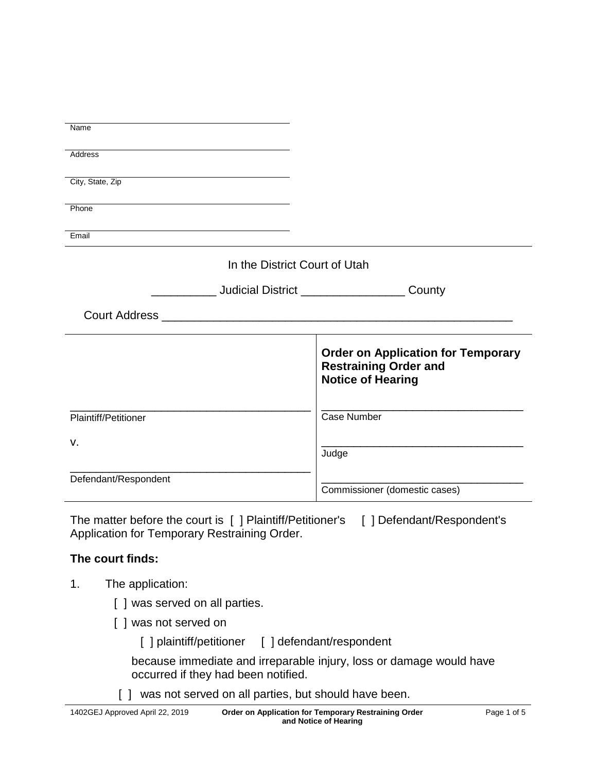_______________________________________
Name

_______________________________________
Address

_______________________________________
City, State, Zip

_______________________________________
Phone

_______________________________________
Email

In the District Court of Utah

__________ Judicial District ________________ County

Court Address ____________________________________________________

| | **Order on Application for Temporary Restraining Order and Notice of Hearing** |
|---|---|
| _______________________________________ Plaintiff/Petitioner | _______________________________ Case Number |
| v. | _______________________________ Judge |
| _______________________________________ Defendant/Respondent | _______________________________ Commissioner (domestic cases) |

The matter before the court is [ ] Plaintiff/Petitioner's [ ] Defendant/Respondent's Application for Temporary Restraining Order.

**The court finds:**

1. The application:

   [ ] was served on all parties.

   [ ] was not served on

   [ ] plaintiff/petitioner [ ] defendant/respondent

   because immediate and irreparable injury, loss or damage would have occurred if they had been notified.

   [ ] was not served on all parties, but should have been.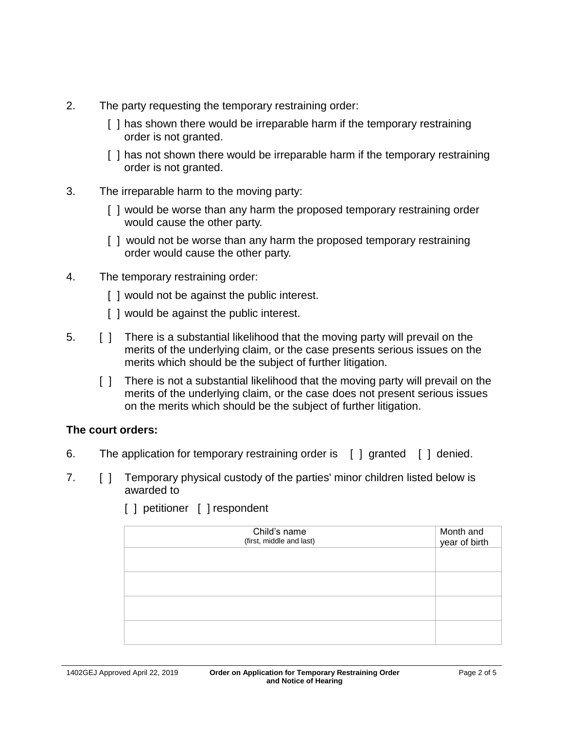2. The party requesting the temporary restraining order:

   [ ] has shown there would be irreparable harm if the temporary restraining order is not granted.

   [ ] has not shown there would be irreparable harm if the temporary restraining order is not granted.

3. The irreparable harm to the moving party:

   [ ] would be worse than any harm the proposed temporary restraining order would cause the other party.

   [ ] would not be worse than any harm the proposed temporary restraining order would cause the other party.

4. The temporary restraining order:

   [ ] would not be against the public interest.

   [ ] would be against the public interest.

5. [ ] There is a substantial likelihood that the moving party will prevail on the merits of the underlying claim, or the case presents serious issues on the merits which should be the subject of further litigation.

   [ ] There is not a substantial likelihood that the moving party will prevail on the merits of the underlying claim, or the case does not present serious issues on the merits which should be the subject of further litigation.

**The court orders:**

6. The application for temporary restraining order is [ ] granted [ ] denied.

7. [ ] Temporary physical custody of the parties' minor children listed below is awarded to

   [ ] petitioner [ ] respondent

| Child's name (first, middle and last) | Month and year of birth |
|---|---|
| | |
| | |
| | |
| | |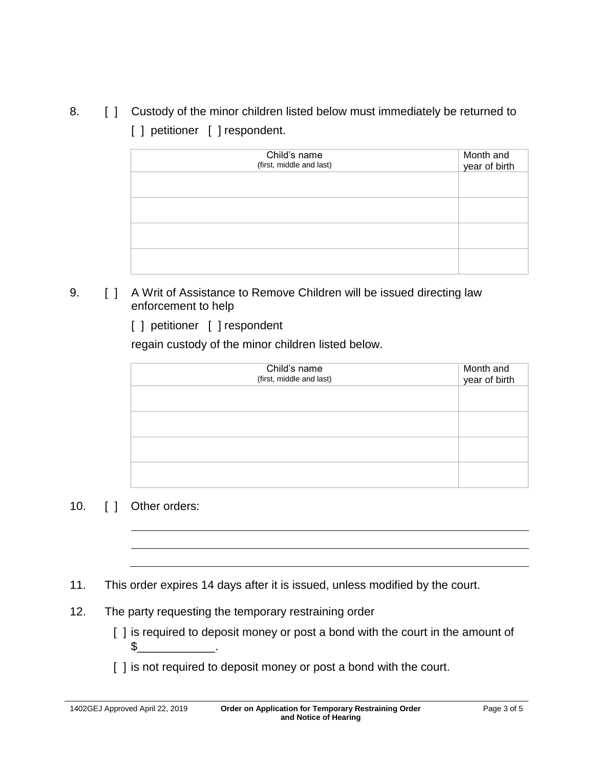8. [ ] Custody of the minor children listed below must immediately be returned to

   [ ] petitioner [ ] respondent.

| Child's name (first, middle and last) | Month and year of birth |
|---|---|
| | |
| | |
| | |
| | |

9. [ ] A Writ of Assistance to Remove Children will be issued directing law enforcement to help

   [ ] petitioner [ ] respondent

   regain custody of the minor children listed below.

| Child's name (first, middle and last) | Month and year of birth |
|---|---|
| | |
| | |
| | |
| | |

10. [ ] Other orders:

   ______________________________________________________________

   ______________________________________________________________

   ______________________________________________________________

11. This order expires 14 days after it is issued, unless modified by the court.

12. The party requesting the temporary restraining order

   [ ] is required to deposit money or post a bond with the court in the amount of $____________.

   [ ] is not required to deposit money or post a bond with the court.

1402GEJ Approved April 22, 2019 **Order on Application for Temporary Restraining Order and Notice of Hearing**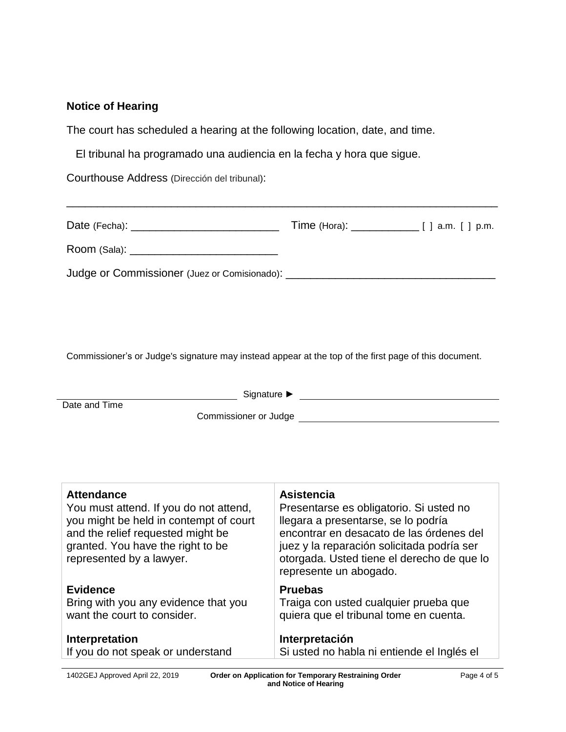## Notice of Hearing

The court has scheduled a hearing at the following location, date, and time.

El tribunal ha programado una audiencia en la fecha y hora que sigue.

Courthouse Address (Dirección del tribunal):

_______________________________________________________________

Date (Fecha): ________________________ Time (Hora): ___________ [ ] a.m. [ ] p.m.

Room (Sala): ________________________

Judge or Commissioner (Juez or Comisionado): _________________________________

Commissioner's or Judge's signature may instead appear at the top of the first page of this document.

_______________________________ Signature ► _______________________________

Date and Time

Commissioner or Judge _______________________________

| | |
|---|---|
| **Attendance**<br>You must attend. If you do not attend, you might be held in contempt of court and the relief requested might be granted. You have the right to be represented by a lawyer. | **Asistencia**<br>Presentarse es obligatorio. Si usted no llegara a presentarse, se lo podría encontrar en desacato de las órdenes del juez y la reparación solicitada podría ser otorgada. Usted tiene el derecho de que lo represente un abogado. |
| **Evidence**<br>Bring with you any evidence that you want the court to consider. | **Pruebas**<br>Traiga con usted cualquier prueba que quiera que el tribunal tome en cuenta. |
| **Interpretation**<br>If you do not speak or understand | **Interpretación**<br>Si usted no habla ni entiende el Inglés el |

1402GEJ Approved April 22, 2019 **Order on Application for Temporary Restraining Order and Notice of Hearing**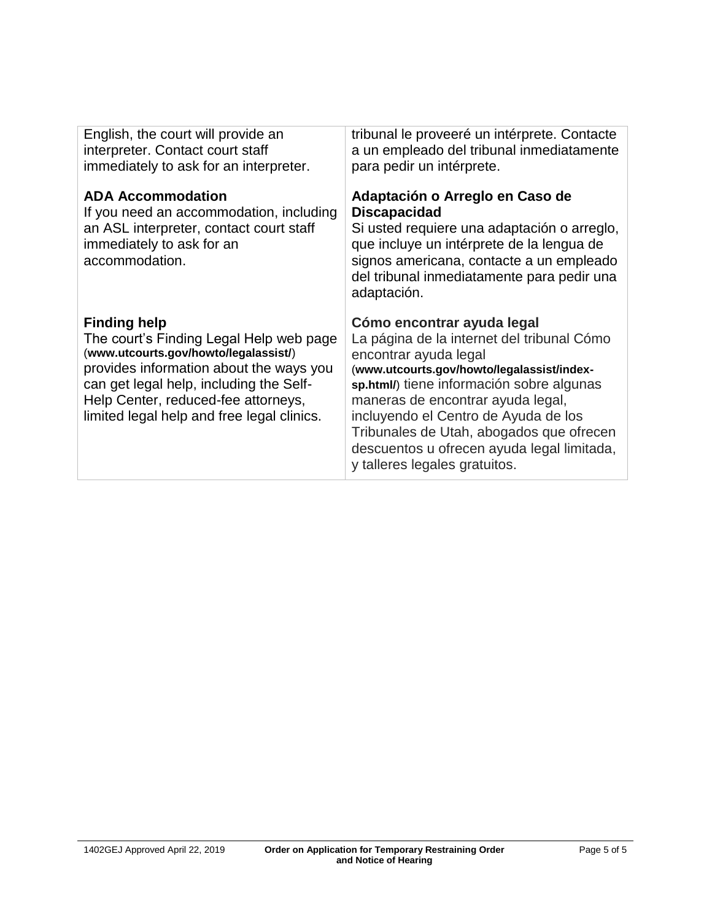| | |
|---|---|
| English, the court will provide an interpreter. Contact court staff immediately to ask for an interpreter. | tribunal le proveeré un intérprete. Contacte a un empleado del tribunal inmediatamente para pedir un intérprete. |
| **ADA Accommodation**<br>If you need an accommodation, including an ASL interpreter, contact court staff immediately to ask for an accommodation. | **Adaptación o Arreglo en Caso de Discapacidad**<br>Si usted requiere una adaptación o arreglo, que incluye un intérprete de la lengua de signos americana, contacte a un empleado del tribunal inmediatamente para pedir una adaptación. |
| **Finding help**<br>The court's Finding Legal Help web page (**www.utcourts.gov/howto/legalassist/**) provides information about the ways you can get legal help, including the Self-Help Center, reduced-fee attorneys, limited legal help and free legal clinics. | **Cómo encontrar ayuda legal**<br>La página de la internet del tribunal Cómo encontrar ayuda legal (**www.utcourts.gov/howto/legalassist/index-sp.html/**) tiene información sobre algunas maneras de encontrar ayuda legal, incluyendo el Centro de Ayuda de los Tribunales de Utah, abogados que ofrecen descuentos u ofrecen ayuda legal limitada, y talleres legales gratuitos. |